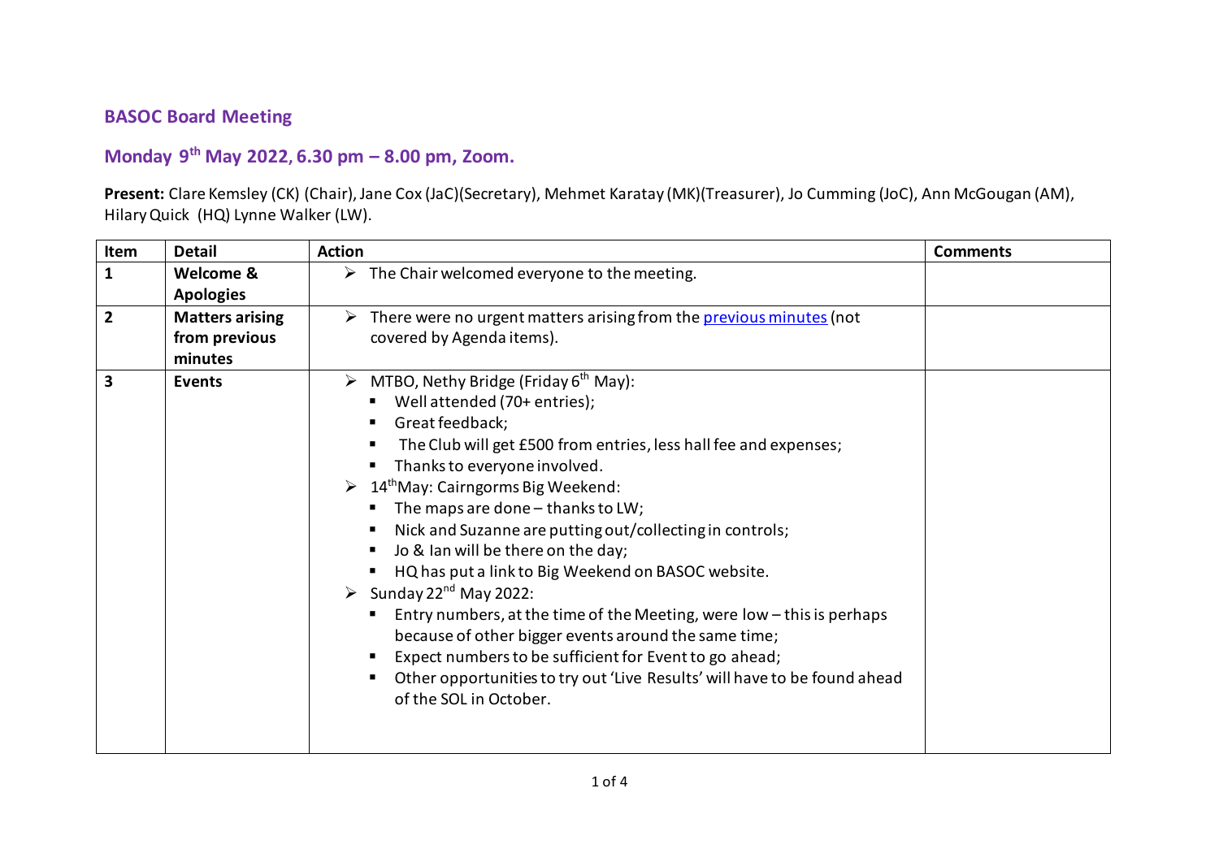## BASOC Board Meeting

## Monday 9th May 2022, 6.30 pm – 8.00 pm, Zoom.

**Present:** Clare Kemsley (CK) (Chair), Jane Cox (JaC)(Secretary), Mehmet Karatay (MK)(Treasurer), Jo Cumming (JoC), Ann McGougan (AM), Hilary Quick (HQ) Lynne Walker (LW).

| Item | Detail | Action | Comments |
|---|---|---|---|
| **1** | **Welcome & Apologies** | ➢ The Chair welcomed everyone to the meeting. | |
| **2** | **Matters arising from previous minutes** | ➢ There were no urgent matters arising from the previous minutes (not covered by Agenda items). | |
| **3** | **Events** | ➢ MTBO, Nethy Bridge (Friday 6th May):<br>▪ Well attended (70+ entries);<br>▪ Great feedback;<br>▪ The Club will get £500 from entries, less hall fee and expenses;<br>▪ Thanks to everyone involved.<br>➢ 14th May: Cairngorms Big Weekend:<br>▪ The maps are done – thanks to LW;<br>▪ Nick and Suzanne are putting out/collecting in controls;<br>▪ Jo & Ian will be there on the day;<br>▪ HQ has put a link to Big Weekend on BASOC website.<br>➢ Sunday 22nd May 2022:<br>▪ Entry numbers, at the time of the Meeting, were low – this is perhaps because of other bigger events around the same time;<br>▪ Expect numbers to be sufficient for Event to go ahead;<br>▪ Other opportunities to try out 'Live Results' will have to be found ahead of the SOL in October. | |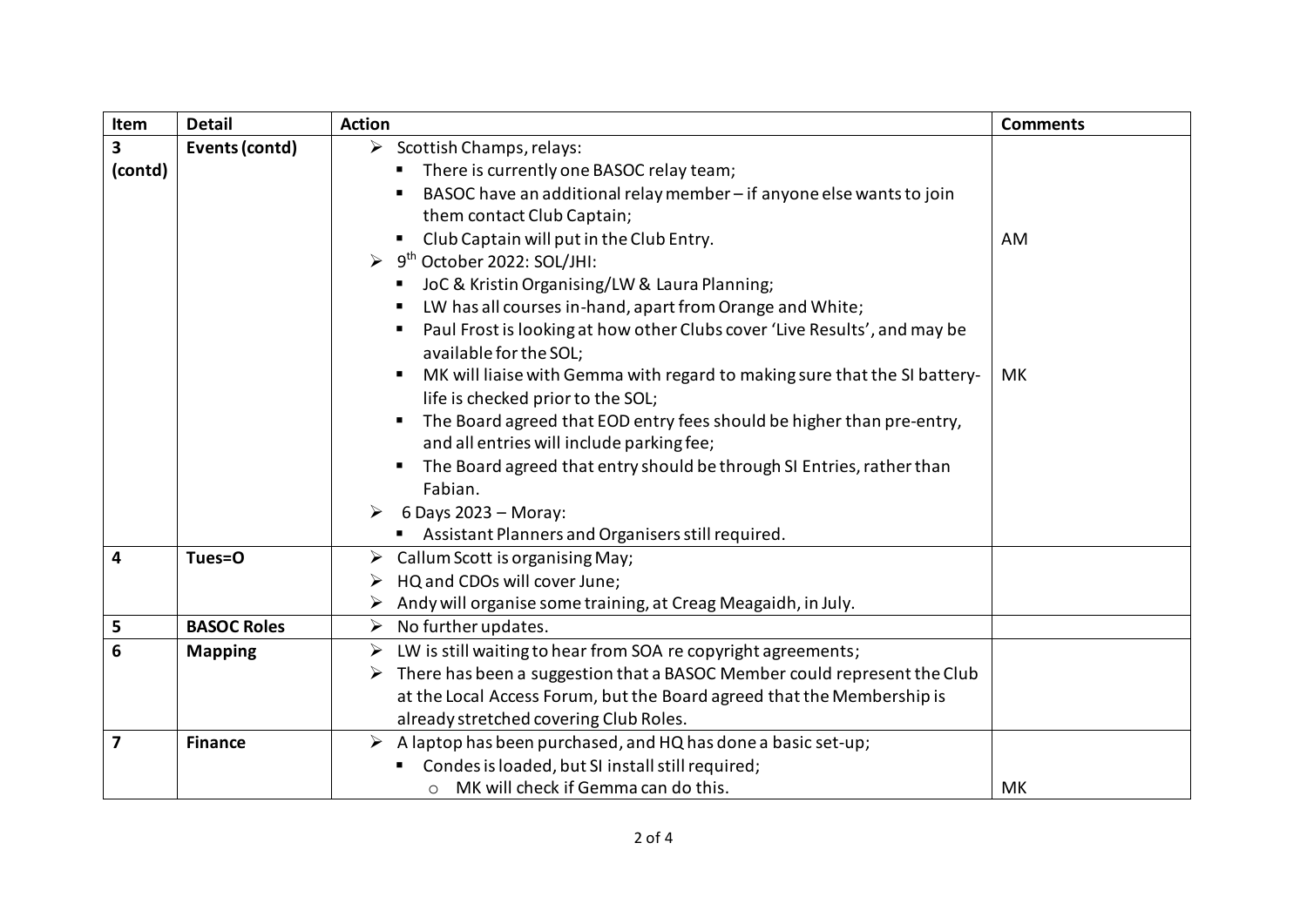| Item | Detail | Action | Comments |
|---|---|---|---|
| 3 (contd) | Events (contd) | ➢ Scottish Champs, relays:<br>▪ There is currently one BASOC relay team;<br>▪ BASOC have an additional relay member – if anyone else wants to join them contact Club Captain;<br>▪ Club Captain will put in the Club Entry.<br>➢ 9th October 2022: SOL/JHI:<br>▪ JoC & Kristin Organising/LW & Laura Planning;<br>▪ LW has all courses in-hand, apart from Orange and White;<br>▪ Paul Frost is looking at how other Clubs cover 'Live Results', and may be available for the SOL;<br>▪ MK will liaise with Gemma with regard to making sure that the SI battery-life is checked prior to the SOL;<br>▪ The Board agreed that EOD entry fees should be higher than pre-entry, and all entries will include parking fee;<br>▪ The Board agreed that entry should be through SI Entries, rather than Fabian.<br>➢ 6 Days 2023 – Moray:<br>▪ Assistant Planners and Organisers still required. | AM<br><br>MK |
| 4 | Tues=O | ➢ Callum Scott is organising May;<br>➢ HQ and CDOs will cover June;<br>➢ Andy will organise some training, at Creag Meagaidh, in July. | |
| 5 | BASOC Roles | ➢ No further updates. | |
| 6 | Mapping | ➢ LW is still waiting to hear from SOA re copyright agreements;<br>➢ There has been a suggestion that a BASOC Member could represent the Club at the Local Access Forum, but the Board agreed that the Membership is already stretched covering Club Roles. | |
| 7 | Finance | ➢ A laptop has been purchased, and HQ has done a basic set-up;<br>▪ Condes is loaded, but SI install still required;<br>○ MK will check if Gemma can do this. | MK |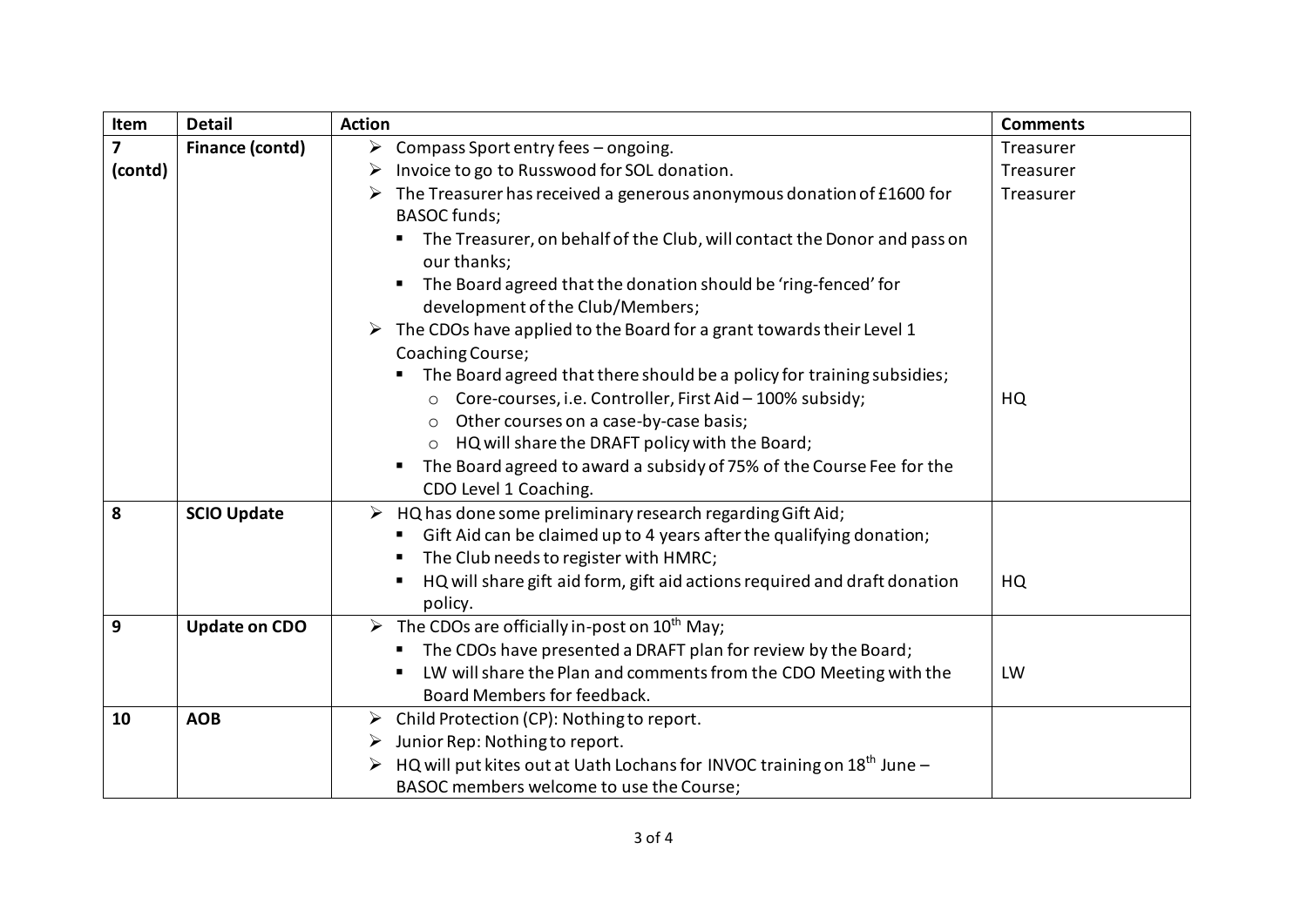| Item | Detail | Action | Comments |
| --- | --- | --- | --- |
| **7 (contd)** | **Finance (contd)** | ➢ Compass Sport entry fees – ongoing.<br>➢ Invoice to go to Russwood for SOL donation.<br>➢ The Treasurer has received a generous anonymous donation of £1600 for BASOC funds;<br>▪ The Treasurer, on behalf of the Club, will contact the Donor and pass on our thanks;<br>▪ The Board agreed that the donation should be 'ring-fenced' for development of the Club/Members;<br>➢ The CDOs have applied to the Board for a grant towards their Level 1 Coaching Course;<br>▪ The Board agreed that there should be a policy for training subsidies;<br>○ Core-courses, i.e. Controller, First Aid – 100% subsidy;<br>○ Other courses on a case-by-case basis;<br>○ HQ will share the DRAFT policy with the Board;<br>▪ The Board agreed to award a subsidy of 75% of the Course Fee for the CDO Level 1 Coaching. | Treasurer<br>Treasurer<br>Treasurer<br><br><br><br><br><br><br>HQ |
| **8** | **SCIO Update** | ➢ HQ has done some preliminary research regarding Gift Aid;<br>▪ Gift Aid can be claimed up to 4 years after the qualifying donation;<br>▪ The Club needs to register with HMRC;<br>▪ HQ will share gift aid form, gift aid actions required and draft donation policy. | HQ |
| **9** | **Update on CDO** | ➢ The CDOs are officially in-post on 10th May;<br>▪ The CDOs have presented a DRAFT plan for review by the Board;<br>▪ LW will share the Plan and comments from the CDO Meeting with the Board Members for feedback. | LW |
| **10** | **AOB** | ➢ Child Protection (CP): Nothing to report.<br>➢ Junior Rep: Nothing to report.<br>➢ HQ will put kites out at Uath Lochans for INVOC training on 18th June – BASOC members welcome to use the Course; | |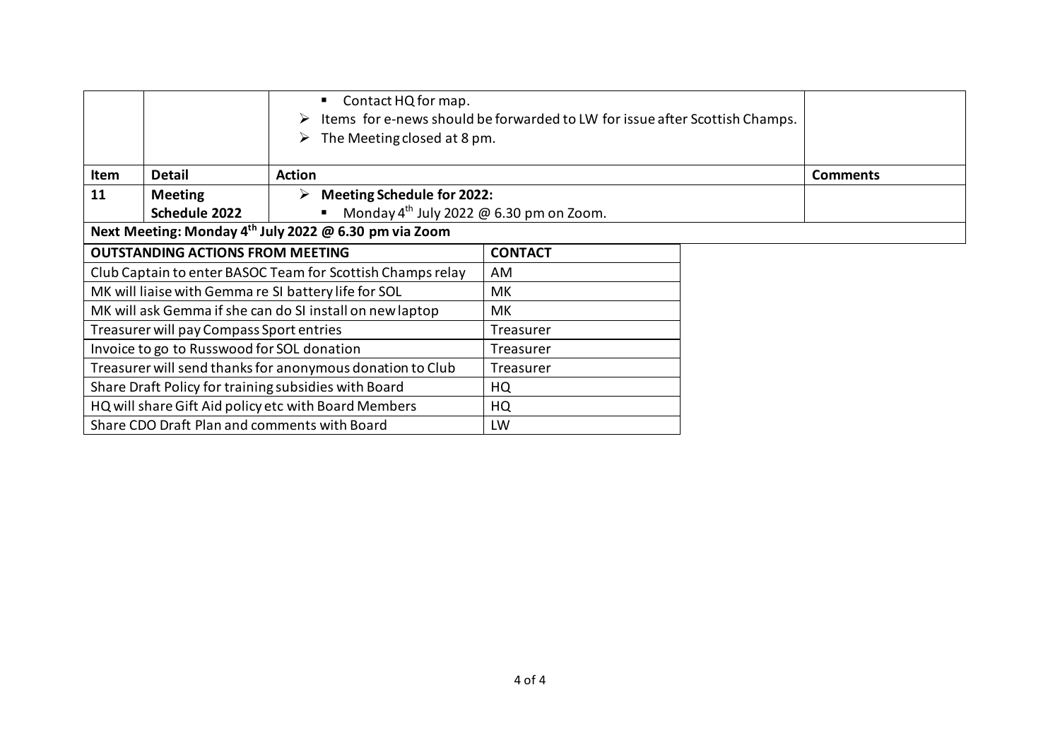| | | | |
|---|---|---|---|
| | | ▪ Contact HQ for map.<br>➢ Items for e-news should be forwarded to LW for issue after Scottish Champs.<br>➢ The Meeting closed at 8 pm. | |
| **Item** | **Detail** | **Action** | **Comments** |
| **11** | **Meeting Schedule 2022** | ➢ **Meeting Schedule for 2022:**<br>▪ Monday 4th July 2022 @ 6.30 pm on Zoom. | |

**Next Meeting: Monday 4th July 2022 @ 6.30 pm via Zoom**

| OUTSTANDING ACTIONS FROM MEETING | CONTACT |
|---|---|
| Club Captain to enter BASOC Team for Scottish Champs relay | AM |
| MK will liaise with Gemma re SI battery life for SOL | MK |
| MK will ask Gemma if she can do SI install on new laptop | MK |
| Treasurer will pay Compass Sport entries | Treasurer |
| Invoice to go to Russwood for SOL donation | Treasurer |
| Treasurer will send thanks for anonymous donation to Club | Treasurer |
| Share Draft Policy for training subsidies with Board | HQ |
| HQ will share Gift Aid policy etc with Board Members | HQ |
| Share CDO Draft Plan and comments with Board | LW |